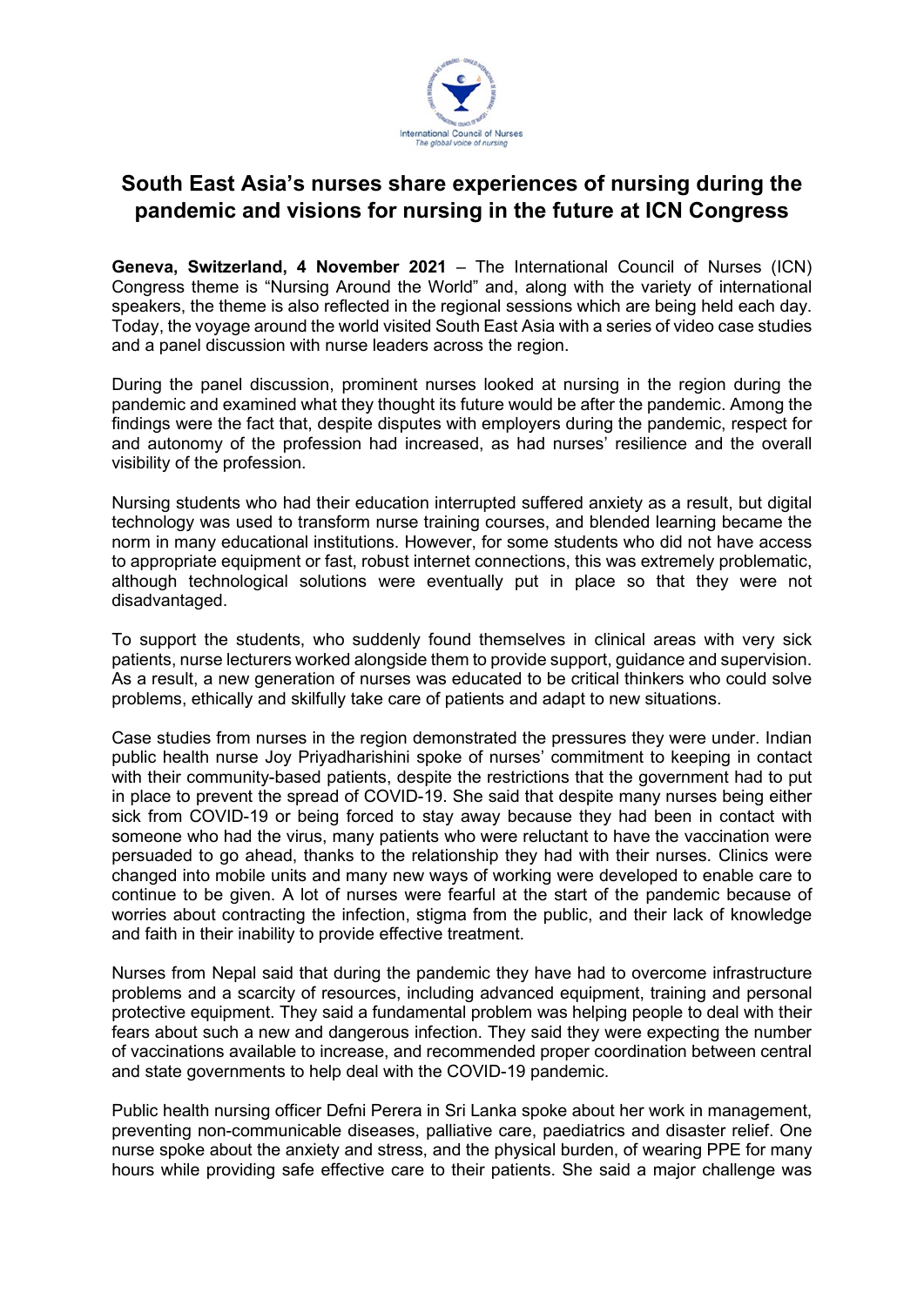# South East Asia's nurses share experiences of nursing during the pandemic and visions for nursing in the future at ICN Congress

**Geneva, Switzerland, 4 November 2021** – The International Council of Nurses (ICN) Congress theme is "Nursing Around the World" and, along with the variety of international speakers, the theme is also reflected in the regional sessions which are being held each day. Today, the voyage around the world visited South East Asia with a series of video case studies and a panel discussion with nurse leaders across the region.

During the panel discussion, prominent nurses looked at nursing in the region during the pandemic and examined what they thought its future would be after the pandemic. Among the findings were the fact that, despite disputes with employers during the pandemic, respect for and autonomy of the profession had increased, as had nurses' resilience and the overall visibility of the profession.

Nursing students who had their education interrupted suffered anxiety as a result, but digital technology was used to transform nurse training courses, and blended learning became the norm in many educational institutions. However, for some students who did not have access to appropriate equipment or fast, robust internet connections, this was extremely problematic, although technological solutions were eventually put in place so that they were not disadvantaged.

To support the students, who suddenly found themselves in clinical areas with very sick patients, nurse lecturers worked alongside them to provide support, guidance and supervision. As a result, a new generation of nurses was educated to be critical thinkers who could solve problems, ethically and skilfully take care of patients and adapt to new situations.

Case studies from nurses in the region demonstrated the pressures they were under. Indian public health nurse Joy Priyadharishini spoke of nurses' commitment to keeping in contact with their community-based patients, despite the restrictions that the government had to put in place to prevent the spread of COVID-19. She said that despite many nurses being either sick from COVID-19 or being forced to stay away because they had been in contact with someone who had the virus, many patients who were reluctant to have the vaccination were persuaded to go ahead, thanks to the relationship they had with their nurses. Clinics were changed into mobile units and many new ways of working were developed to enable care to continue to be given. A lot of nurses were fearful at the start of the pandemic because of worries about contracting the infection, stigma from the public, and their lack of knowledge and faith in their inability to provide effective treatment.

Nurses from Nepal said that during the pandemic they have had to overcome infrastructure problems and a scarcity of resources, including advanced equipment, training and personal protective equipment. They said a fundamental problem was helping people to deal with their fears about such a new and dangerous infection. They said they were expecting the number of vaccinations available to increase, and recommended proper coordination between central and state governments to help deal with the COVID-19 pandemic.

Public health nursing officer Defni Perera in Sri Lanka spoke about her work in management, preventing non-communicable diseases, palliative care, paediatrics and disaster relief. One nurse spoke about the anxiety and stress, and the physical burden, of wearing PPE for many hours while providing safe effective care to their patients. She said a major challenge was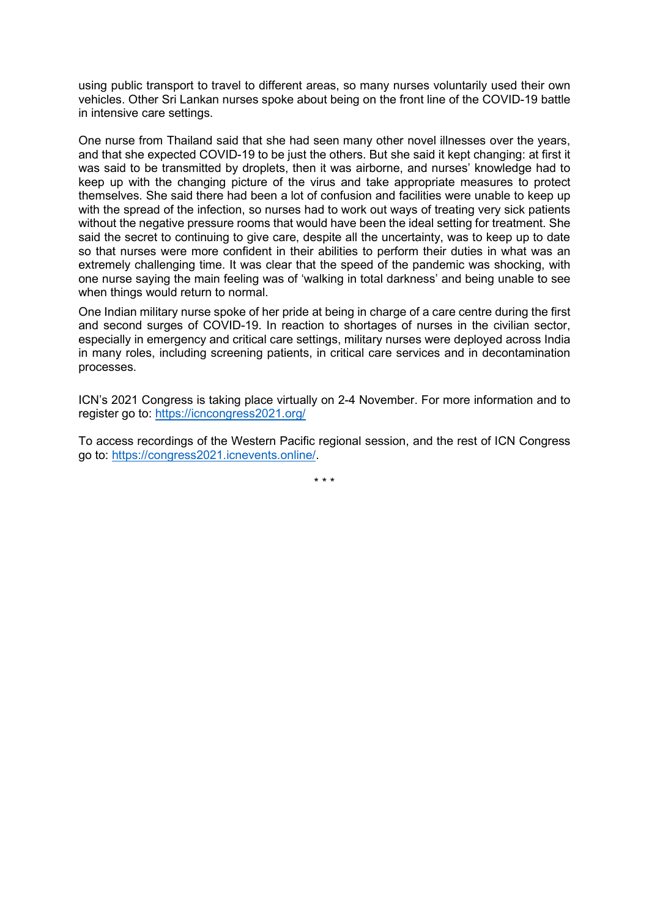using public transport to travel to different areas, so many nurses voluntarily used their own vehicles. Other Sri Lankan nurses spoke about being on the front line of the COVID-19 battle in intensive care settings.

One nurse from Thailand said that she had seen many other novel illnesses over the years, and that she expected COVID-19 to be just the others. But she said it kept changing: at first it was said to be transmitted by droplets, then it was airborne, and nurses' knowledge had to keep up with the changing picture of the virus and take appropriate measures to protect themselves. She said there had been a lot of confusion and facilities were unable to keep up with the spread of the infection, so nurses had to work out ways of treating very sick patients without the negative pressure rooms that would have been the ideal setting for treatment. She said the secret to continuing to give care, despite all the uncertainty, was to keep up to date so that nurses were more confident in their abilities to perform their duties in what was an extremely challenging time. It was clear that the speed of the pandemic was shocking, with one nurse saying the main feeling was of 'walking in total darkness' and being unable to see when things would return to normal.

One Indian military nurse spoke of her pride at being in charge of a care centre during the first and second surges of COVID-19. In reaction to shortages of nurses in the civilian sector, especially in emergency and critical care settings, military nurses were deployed across India in many roles, including screening patients, in critical care services and in decontamination processes.

ICN's 2021 Congress is taking place virtually on 2-4 November. For more information and to register go to: https://icncongress2021.org/

To access recordings of the Western Pacific regional session, and the rest of ICN Congress go to: https://congress2021.icnevents.online/.

\* \* \*